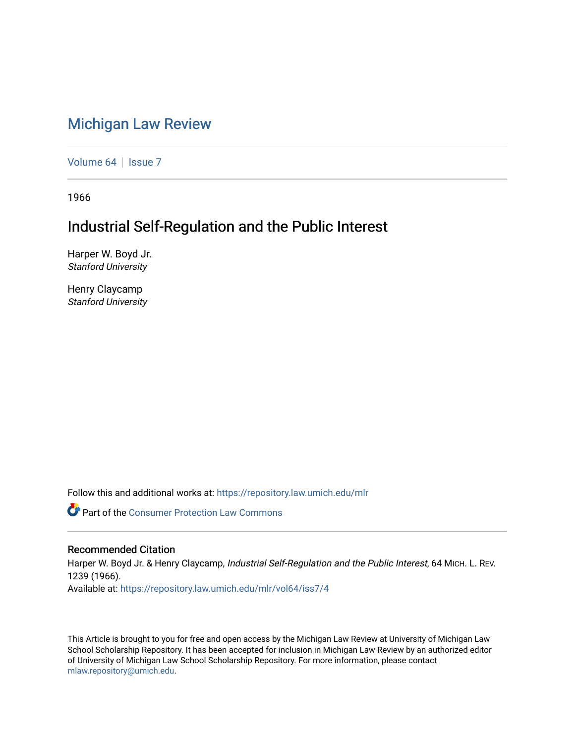# Michigan Law Review

Volume 64 | Issue 7

1966

## Industrial Self-Regulation and the Public Interest

Harper W. Boyd Jr.
*Stanford University*

Henry Claycamp
*Stanford University*

Follow this and additional works at: https://repository.law.umich.edu/mlr

Part of the Consumer Protection Law Commons

### Recommended Citation

Harper W. Boyd Jr. & Henry Claycamp, *Industrial Self-Regulation and the Public Interest*, 64 MICH. L. REV. 1239 (1966).
Available at: https://repository.law.umich.edu/mlr/vol64/iss7/4

This Article is brought to you for free and open access by the Michigan Law Review at University of Michigan Law School Scholarship Repository. It has been accepted for inclusion in Michigan Law Review by an authorized editor of University of Michigan Law School Scholarship Repository. For more information, please contact mlaw.repository@umich.edu.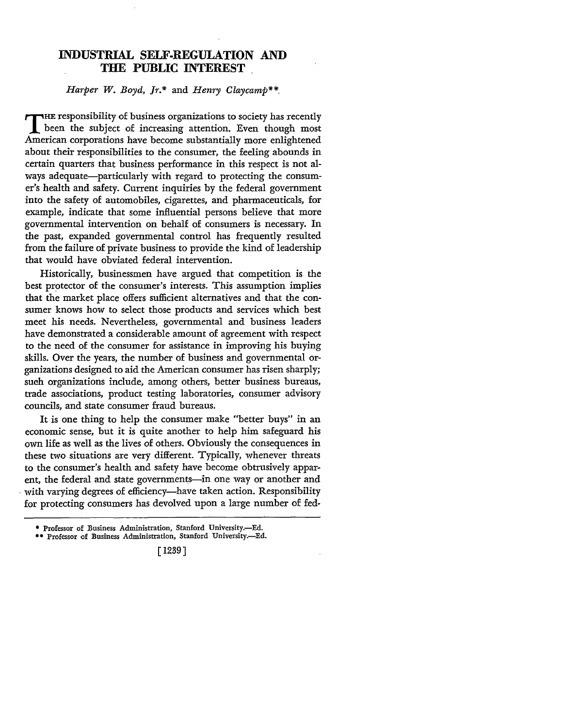# INDUSTRIAL SELF-REGULATION AND THE PUBLIC INTEREST

*Harper W. Boyd, Jr.\** and *Henry Claycamp\*\**

The responsibility of business organizations to society has recently been the subject of increasing attention. Even though most American corporations have become substantially more enlightened about their responsibilities to the consumer, the feeling abounds in certain quarters that business performance in this respect is not always adequate—particularly with regard to protecting the consumer's health and safety. Current inquiries by the federal government into the safety of automobiles, cigarettes, and pharmaceuticals, for example, indicate that some influential persons believe that more governmental intervention on behalf of consumers is necessary. In the past, expanded governmental control has frequently resulted from the failure of private business to provide the kind of leadership that would have obviated federal intervention.

Historically, businessmen have argued that competition is the best protector of the consumer's interests. This assumption implies that the market place offers sufficient alternatives and that the consumer knows how to select those products and services which best meet his needs. Nevertheless, governmental and business leaders have demonstrated a considerable amount of agreement with respect to the need of the consumer for assistance in improving his buying skills. Over the years, the number of business and governmental organizations designed to aid the American consumer has risen sharply; such organizations include, among others, better business bureaus, trade associations, product testing laboratories, consumer advisory councils, and state consumer fraud bureaus.

It is one thing to help the consumer make "better buys" in an economic sense, but it is quite another to help him safeguard his own life as well as the lives of others. Obviously the consequences in these two situations are very different. Typically, whenever threats to the consumer's health and safety have become obtrusively apparent, the federal and state governments—in one way or another and with varying degrees of efficiency—have taken action. Responsibility for protecting consumers has devolved upon a large number of fed-

\* Professor of Business Administration, Stanford University.—Ed.

\*\* Professor of Business Administration, Stanford University.—Ed.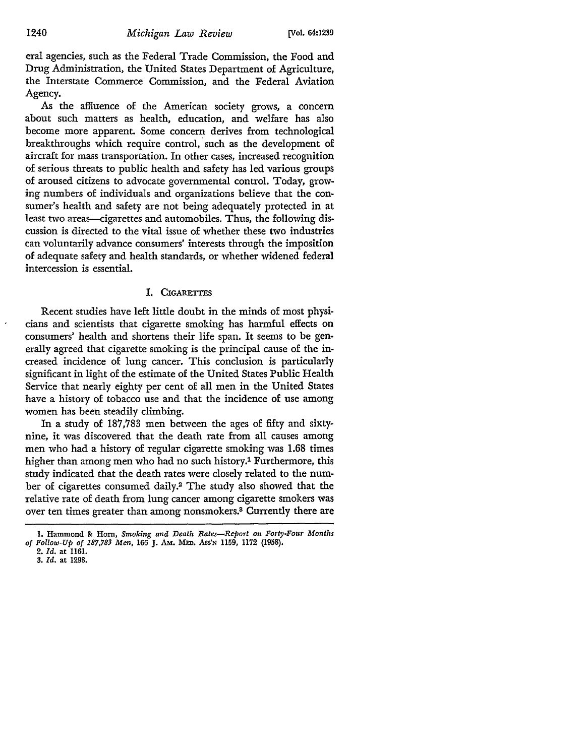eral agencies, such as the Federal Trade Commission, the Food and Drug Administration, the United States Department of Agriculture, the Interstate Commerce Commission, and the Federal Aviation Agency.

As the affluence of the American society grows, a concern about such matters as health, education, and welfare has also become more apparent. Some concern derives from technological breakthroughs which require control, such as the development of aircraft for mass transportation. In other cases, increased recognition of serious threats to public health and safety has led various groups of aroused citizens to advocate governmental control. Today, growing numbers of individuals and organizations believe that the consumer's health and safety are not being adequately protected in at least two areas—cigarettes and automobiles. Thus, the following discussion is directed to the vital issue of whether these two industries can voluntarily advance consumers' interests through the imposition of adequate safety and health standards, or whether widened federal intercession is essential.

## I. Cigarettes

Recent studies have left little doubt in the minds of most physicians and scientists that cigarette smoking has harmful effects on consumers' health and shortens their life span. It seems to be generally agreed that cigarette smoking is the principal cause of the increased incidence of lung cancer. This conclusion is particularly significant in light of the estimate of the United States Public Health Service that nearly eighty per cent of all men in the United States have a history of tobacco use and that the incidence of use among women has been steadily climbing.

In a study of 187,783 men between the ages of fifty and sixty-nine, it was discovered that the death rate from all causes among men who had a history of regular cigarette smoking was 1.68 times higher than among men who had no such history.[1] Furthermore, this study indicated that the death rates were closely related to the number of cigarettes consumed daily.[2] The study also showed that the relative rate of death from lung cancer among cigarette smokers was over ten times greater than among nonsmokers.[3] Currently there are

---

1. Hammond & Horn, *Smoking and Death Rates—Report on Forty-Four Months of Follow-Up of 187,783 Men*, 166 J. Am. Med. Ass'n 1159, 1172 (1958).

2. *Id.* at 1161.

3. *Id.* at 1298.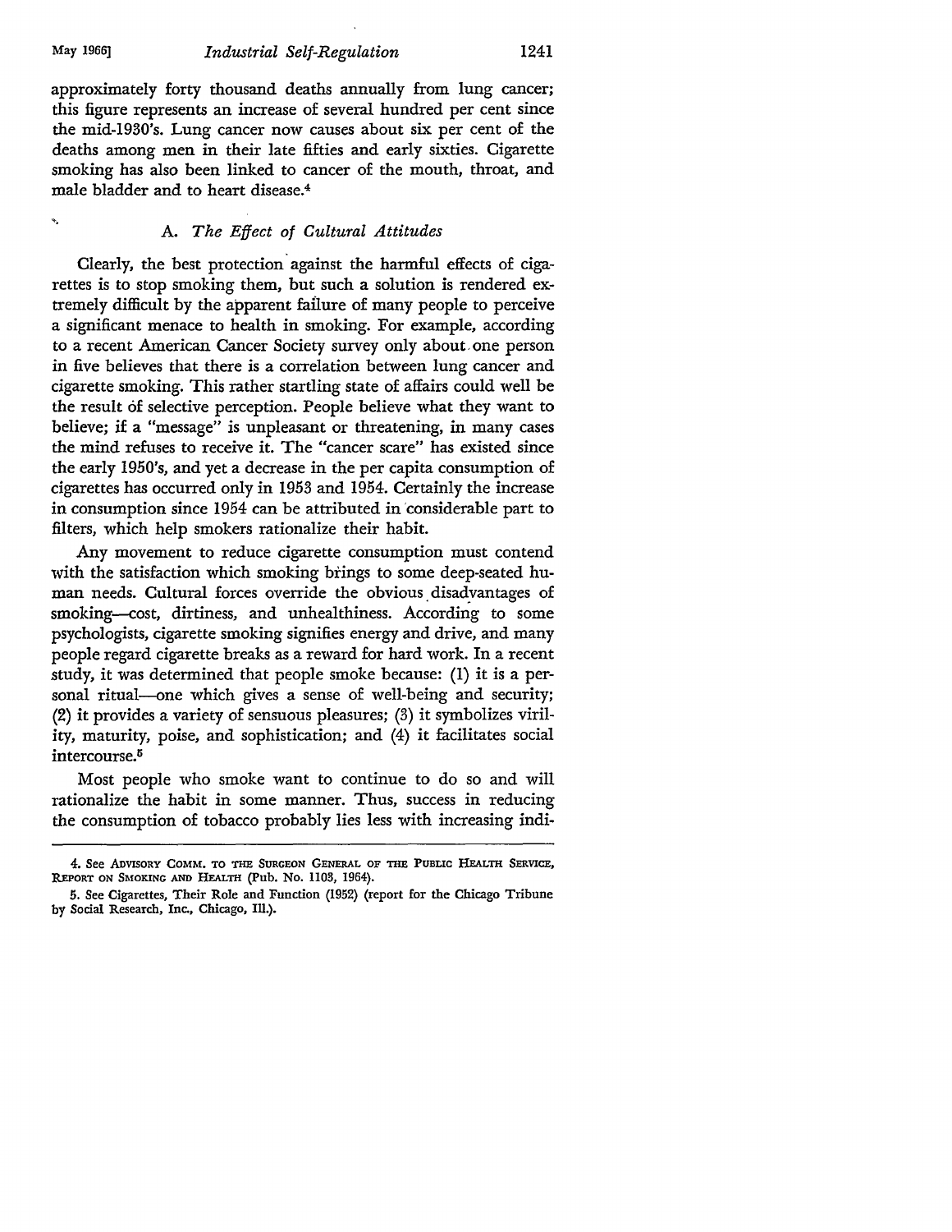approximately forty thousand deaths annually from lung cancer; this figure represents an increase of several hundred per cent since the mid-1930's. Lung cancer now causes about six per cent of the deaths among men in their late fifties and early sixties. Cigarette smoking has also been linked to cancer of the mouth, throat, and male bladder and to heart disease.[4]

### A. *The Effect of Cultural Attitudes*

Clearly, the best protection against the harmful effects of cigarettes is to stop smoking them, but such a solution is rendered extremely difficult by the apparent failure of many people to perceive a significant menace to health in smoking. For example, according to a recent American Cancer Society survey only about one person in five believes that there is a correlation between lung cancer and cigarette smoking. This rather startling state of affairs could well be the result of selective perception. People believe what they want to believe; if a "message" is unpleasant or threatening, in many cases the mind refuses to receive it. The "cancer scare" has existed since the early 1950's, and yet a decrease in the per capita consumption of cigarettes has occurred only in 1953 and 1954. Certainly the increase in consumption since 1954 can be attributed in considerable part to filters, which help smokers rationalize their habit.

Any movement to reduce cigarette consumption must contend with the satisfaction which smoking brings to some deep-seated human needs. Cultural forces override the obvious disadvantages of smoking—cost, dirtiness, and unhealthiness. According to some psychologists, cigarette smoking signifies energy and drive, and many people regard cigarette breaks as a reward for hard work. In a recent study, it was determined that people smoke because: (1) it is a personal ritual—one which gives a sense of well-being and security; (2) it provides a variety of sensuous pleasures; (3) it symbolizes virility, maturity, poise, and sophistication; and (4) it facilitates social intercourse.[5]

Most people who smoke want to continue to do so and will rationalize the habit in some manner. Thus, success in reducing the consumption of tobacco probably lies less with increasing indi-

---

4. See ADVISORY COMM. TO THE SURGEON GENERAL OF THE PUBLIC HEALTH SERVICE, REPORT ON SMOKING AND HEALTH (Pub. No. 1103, 1964).

5. See Cigarettes, Their Role and Function (1952) (report for the Chicago Tribune by Social Research, Inc., Chicago, Ill.).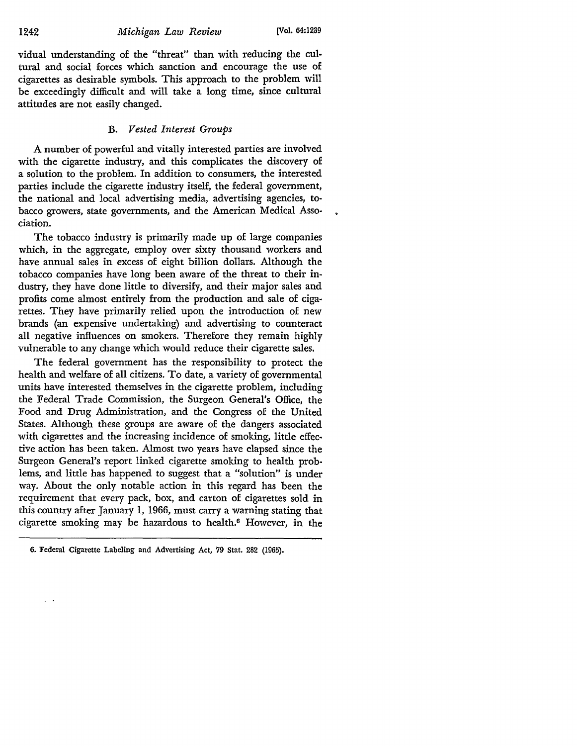vidual understanding of the "threat" than with reducing the cultural and social forces which sanction and encourage the use of cigarettes as desirable symbols. This approach to the problem will be exceedingly difficult and will take a long time, since cultural attitudes are not easily changed.

### B. *Vested Interest Groups*

A number of powerful and vitally interested parties are involved with the cigarette industry, and this complicates the discovery of a solution to the problem. In addition to consumers, the interested parties include the cigarette industry itself, the federal government, the national and local advertising media, advertising agencies, tobacco growers, state governments, and the American Medical Association.

The tobacco industry is primarily made up of large companies which, in the aggregate, employ over sixty thousand workers and have annual sales in excess of eight billion dollars. Although the tobacco companies have long been aware of the threat to their industry, they have done little to diversify, and their major sales and profits come almost entirely from the production and sale of cigarettes. They have primarily relied upon the introduction of new brands (an expensive undertaking) and advertising to counteract all negative influences on smokers. Therefore they remain highly vulnerable to any change which would reduce their cigarette sales.

The federal government has the responsibility to protect the health and welfare of all citizens. To date, a variety of governmental units have interested themselves in the cigarette problem, including the Federal Trade Commission, the Surgeon General's Office, the Food and Drug Administration, and the Congress of the United States. Although these groups are aware of the dangers associated with cigarettes and the increasing incidence of smoking, little effective action has been taken. Almost two years have elapsed since the Surgeon General's report linked cigarette smoking to health problems, and little has happened to suggest that a "solution" is under way. About the only notable action in this regard has been the requirement that every pack, box, and carton of cigarettes sold in this country after January 1, 1966, must carry a warning stating that cigarette smoking may be hazardous to health.[6] However, in the

---

6. Federal Cigarette Labeling and Advertising Act, 79 Stat. 282 (1965).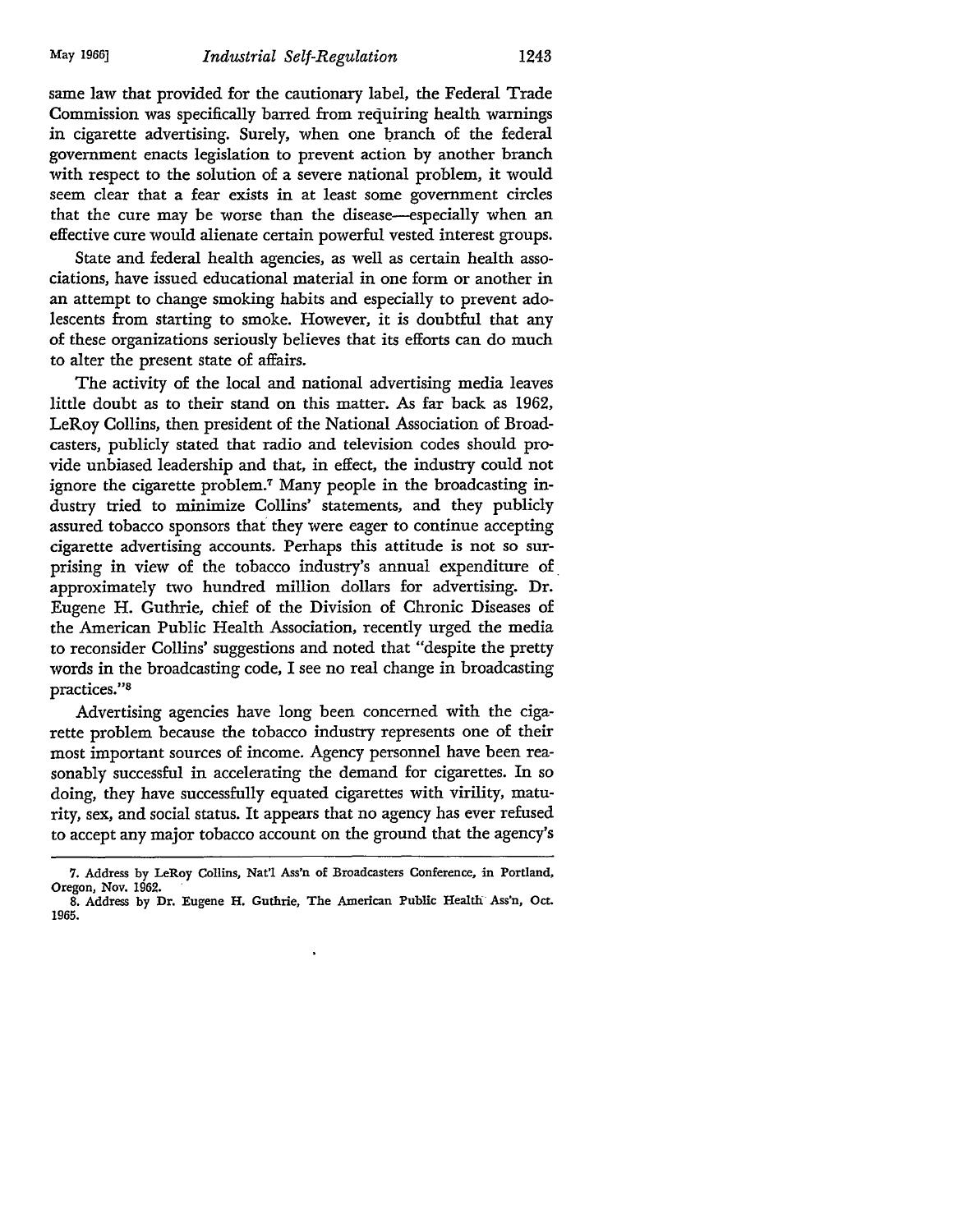same law that provided for the cautionary label, the Federal Trade Commission was specifically barred from requiring health warnings in cigarette advertising. Surely, when one branch of the federal government enacts legislation to prevent action by another branch with respect to the solution of a severe national problem, it would seem clear that a fear exists in at least some government circles that the cure may be worse than the disease—especially when an effective cure would alienate certain powerful vested interest groups.

State and federal health agencies, as well as certain health associations, have issued educational material in one form or another in an attempt to change smoking habits and especially to prevent adolescents from starting to smoke. However, it is doubtful that any of these organizations seriously believes that its efforts can do much to alter the present state of affairs.

The activity of the local and national advertising media leaves little doubt as to their stand on this matter. As far back as 1962, LeRoy Collins, then president of the National Association of Broadcasters, publicly stated that radio and television codes should provide unbiased leadership and that, in effect, the industry could not ignore the cigarette problem.[7] Many people in the broadcasting industry tried to minimize Collins' statements, and they publicly assured tobacco sponsors that they were eager to continue accepting cigarette advertising accounts. Perhaps this attitude is not so surprising in view of the tobacco industry's annual expenditure of approximately two hundred million dollars for advertising. Dr. Eugene H. Guthrie, chief of the Division of Chronic Diseases of the American Public Health Association, recently urged the media to reconsider Collins' suggestions and noted that "despite the pretty words in the broadcasting code, I see no real change in broadcasting practices."[8]

Advertising agencies have long been concerned with the cigarette problem because the tobacco industry represents one of their most important sources of income. Agency personnel have been reasonably successful in accelerating the demand for cigarettes. In so doing, they have successfully equated cigarettes with virility, maturity, sex, and social status. It appears that no agency has ever refused to accept any major tobacco account on the ground that the agency's

---

7. Address by LeRoy Collins, Nat'l Ass'n of Broadcasters Conference, in Portland, Oregon, Nov. 1962.

8. Address by Dr. Eugene H. Guthrie, The American Public Health Ass'n, Oct. 1965.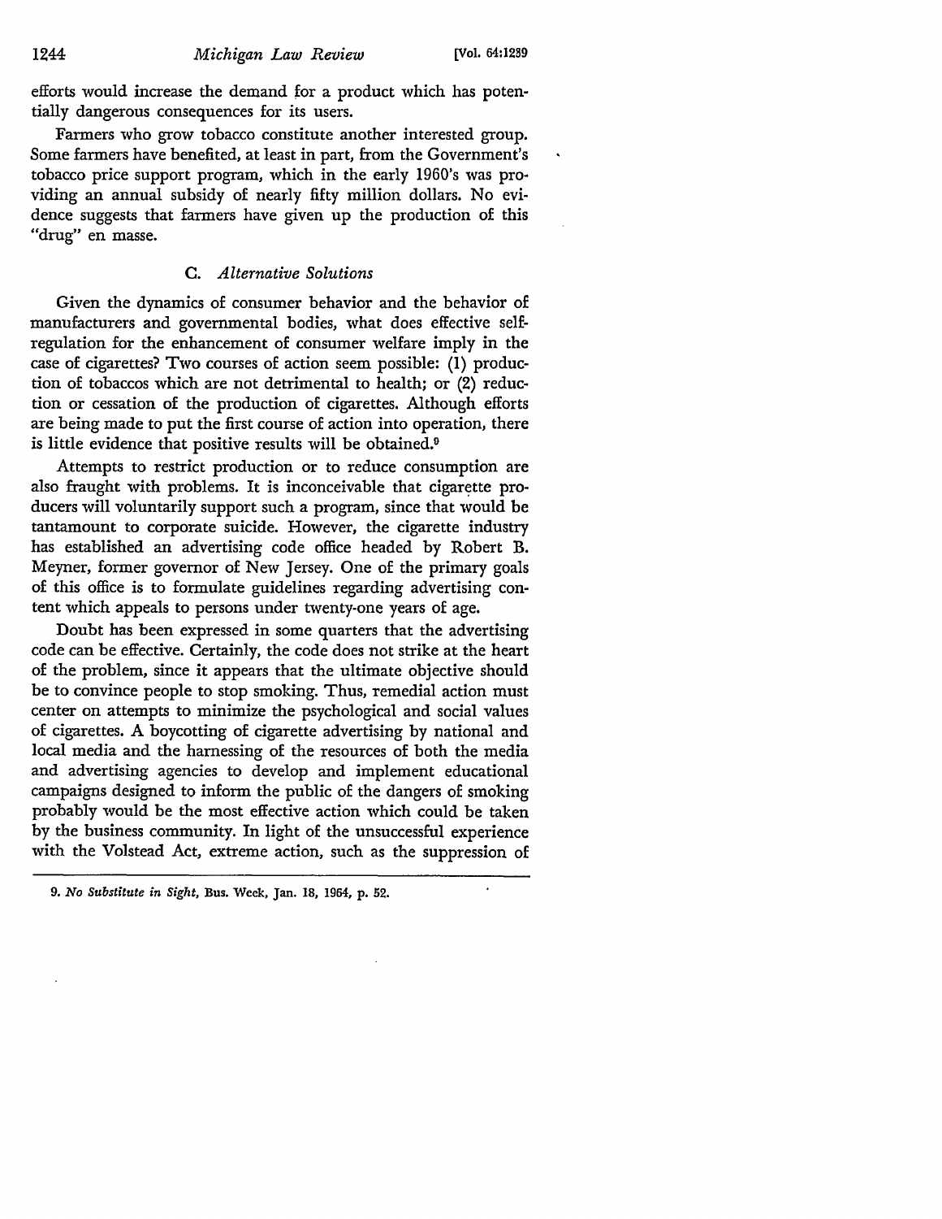efforts would increase the demand for a product which has potentially dangerous consequences for its users.

Farmers who grow tobacco constitute another interested group. Some farmers have benefited, at least in part, from the Government's tobacco price support program, which in the early 1960's was providing an annual subsidy of nearly fifty million dollars. No evidence suggests that farmers have given up the production of this "drug" en masse.

### C. *Alternative Solutions*

Given the dynamics of consumer behavior and the behavior of manufacturers and governmental bodies, what does effective self-regulation for the enhancement of consumer welfare imply in the case of cigarettes? Two courses of action seem possible: (1) production of tobaccos which are not detrimental to health; or (2) reduction or cessation of the production of cigarettes. Although efforts are being made to put the first course of action into operation, there is little evidence that positive results will be obtained.[9]

Attempts to restrict production or to reduce consumption are also fraught with problems. It is inconceivable that cigarette producers will voluntarily support such a program, since that would be tantamount to corporate suicide. However, the cigarette industry has established an advertising code office headed by Robert B. Meyner, former governor of New Jersey. One of the primary goals of this office is to formulate guidelines regarding advertising content which appeals to persons under twenty-one years of age.

Doubt has been expressed in some quarters that the advertising code can be effective. Certainly, the code does not strike at the heart of the problem, since it appears that the ultimate objective should be to convince people to stop smoking. Thus, remedial action must center on attempts to minimize the psychological and social values of cigarettes. A boycotting of cigarette advertising by national and local media and the harnessing of the resources of both the media and advertising agencies to develop and implement educational campaigns designed to inform the public of the dangers of smoking probably would be the most effective action which could be taken by the business community. In light of the unsuccessful experience with the Volstead Act, extreme action, such as the suppression of

---

9. *No Substitute in Sight*, Bus. Week, Jan. 18, 1964, p. 52.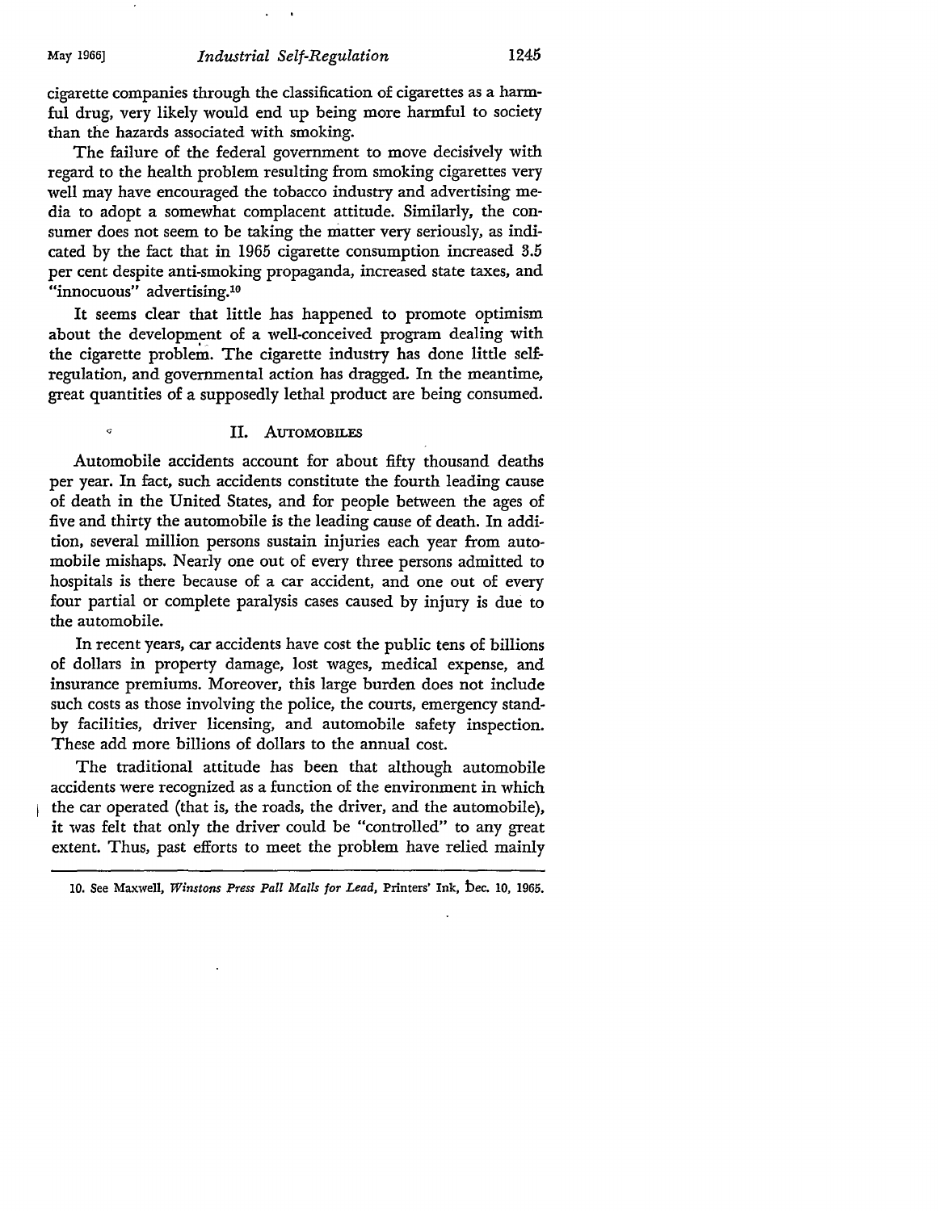cigarette companies through the classification of cigarettes as a harmful drug, very likely would end up being more harmful to society than the hazards associated with smoking.

The failure of the federal government to move decisively with regard to the health problem resulting from smoking cigarettes very well may have encouraged the tobacco industry and advertising media to adopt a somewhat complacent attitude. Similarly, the consumer does not seem to be taking the matter very seriously, as indicated by the fact that in 1965 cigarette consumption increased 3.5 per cent despite anti-smoking propaganda, increased state taxes, and "innocuous" advertising.[10]

It seems clear that little has happened to promote optimism about the development of a well-conceived program dealing with the cigarette problem. The cigarette industry has done little self-regulation, and governmental action has dragged. In the meantime, great quantities of a supposedly lethal product are being consumed.

## II. Automobiles

Automobile accidents account for about fifty thousand deaths per year. In fact, such accidents constitute the fourth leading cause of death in the United States, and for people between the ages of five and thirty the automobile is the leading cause of death. In addition, several million persons sustain injuries each year from automobile mishaps. Nearly one out of every three persons admitted to hospitals is there because of a car accident, and one out of every four partial or complete paralysis cases caused by injury is due to the automobile.

In recent years, car accidents have cost the public tens of billions of dollars in property damage, lost wages, medical expense, and insurance premiums. Moreover, this large burden does not include such costs as those involving the police, the courts, emergency standby facilities, driver licensing, and automobile safety inspection. These add more billions of dollars to the annual cost.

The traditional attitude has been that although automobile accidents were recognized as a function of the environment in which the car operated (that is, the roads, the driver, and the automobile), it was felt that only the driver could be "controlled" to any great extent. Thus, past efforts to meet the problem have relied mainly

---

10. See Maxwell, *Winstons Press Pall Malls for Lead*, Printers' Ink, Dec. 10, 1965.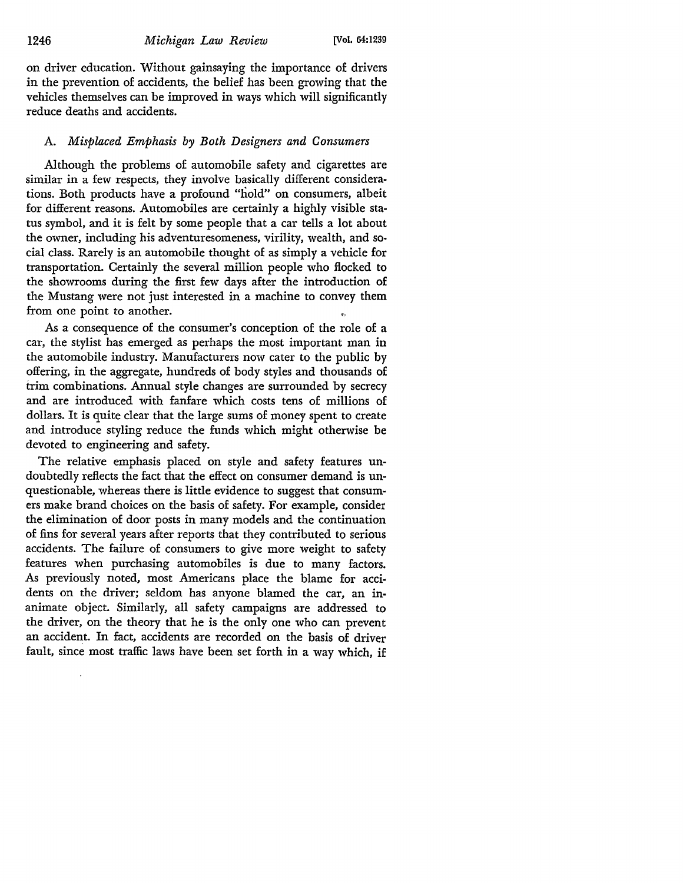on driver education. Without gainsaying the importance of drivers in the prevention of accidents, the belief has been growing that the vehicles themselves can be improved in ways which will significantly reduce deaths and accidents.

### A. *Misplaced Emphasis by Both Designers and Consumers*

Although the problems of automobile safety and cigarettes are similar in a few respects, they involve basically different considerations. Both products have a profound "hold" on consumers, albeit for different reasons. Automobiles are certainly a highly visible status symbol, and it is felt by some people that a car tells a lot about the owner, including his adventuresomeness, virility, wealth, and social class. Rarely is an automobile thought of as simply a vehicle for transportation. Certainly the several million people who flocked to the showrooms during the first few days after the introduction of the Mustang were not just interested in a machine to convey them from one point to another.

As a consequence of the consumer's conception of the role of a car, the stylist has emerged as perhaps the most important man in the automobile industry. Manufacturers now cater to the public by offering, in the aggregate, hundreds of body styles and thousands of trim combinations. Annual style changes are surrounded by secrecy and are introduced with fanfare which costs tens of millions of dollars. It is quite clear that the large sums of money spent to create and introduce styling reduce the funds which might otherwise be devoted to engineering and safety.

The relative emphasis placed on style and safety features undoubtedly reflects the fact that the effect on consumer demand is unquestionable, whereas there is little evidence to suggest that consumers make brand choices on the basis of safety. For example, consider the elimination of door posts in many models and the continuation of fins for several years after reports that they contributed to serious accidents. The failure of consumers to give more weight to safety features when purchasing automobiles is due to many factors. As previously noted, most Americans place the blame for accidents on the driver; seldom has anyone blamed the car, an inanimate object. Similarly, all safety campaigns are addressed to the driver, on the theory that he is the only one who can prevent an accident. In fact, accidents are recorded on the basis of driver fault, since most traffic laws have been set forth in a way which, if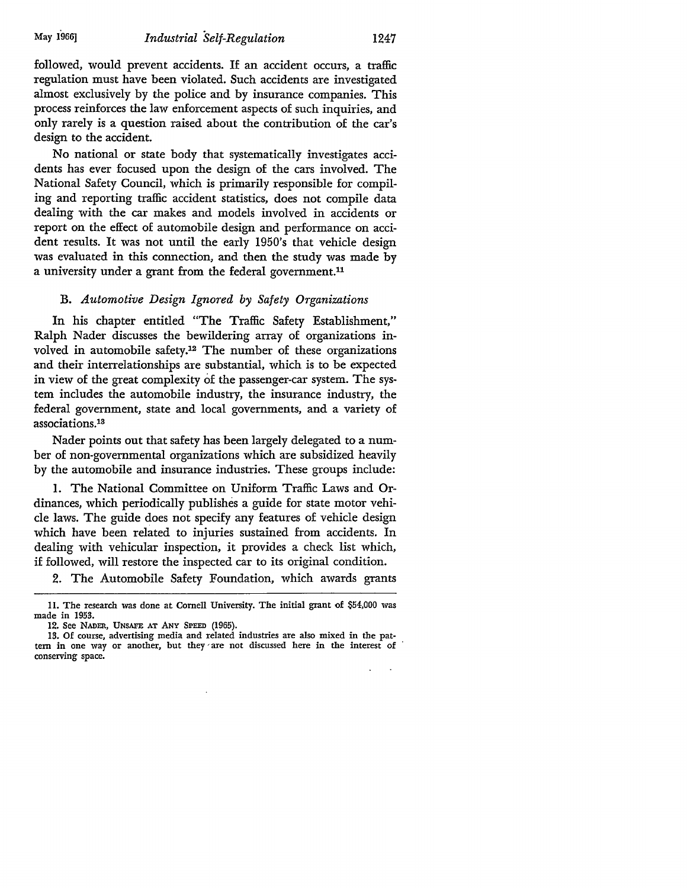followed, would prevent accidents. If an accident occurs, a traffic regulation must have been violated. Such accidents are investigated almost exclusively by the police and by insurance companies. This process reinforces the law enforcement aspects of such inquiries, and only rarely is a question raised about the contribution of the car's design to the accident.

No national or state body that systematically investigates accidents has ever focused upon the design of the cars involved. The National Safety Council, which is primarily responsible for compiling and reporting traffic accident statistics, does not compile data dealing with the car makes and models involved in accidents or report on the effect of automobile design and performance on accident results. It was not until the early 1950's that vehicle design was evaluated in this connection, and then the study was made by a university under a grant from the federal government.[11]

### B. *Automotive Design Ignored by Safety Organizations*

In his chapter entitled "The Traffic Safety Establishment," Ralph Nader discusses the bewildering array of organizations involved in automobile safety.[12] The number of these organizations and their interrelationships are substantial, which is to be expected in view of the great complexity of the passenger-car system. The system includes the automobile industry, the insurance industry, the federal government, state and local governments, and a variety of associations.[13]

Nader points out that safety has been largely delegated to a number of non-governmental organizations which are subsidized heavily by the automobile and insurance industries. These groups include:

1. The National Committee on Uniform Traffic Laws and Ordinances, which periodically publishes a guide for state motor vehicle laws. The guide does not specify any features of vehicle design which have been related to injuries sustained from accidents. In dealing with vehicular inspection, it provides a check list which, if followed, will restore the inspected car to its original condition.

2. The Automobile Safety Foundation, which awards grants

---

11. The research was done at Cornell University. The initial grant of $54,000 was made in 1953.

12. See NADER, UNSAFE AT ANY SPEED (1965).

13. Of course, advertising media and related industries are also mixed in the pattern in one way or another, but they are not discussed here in the interest of conserving space.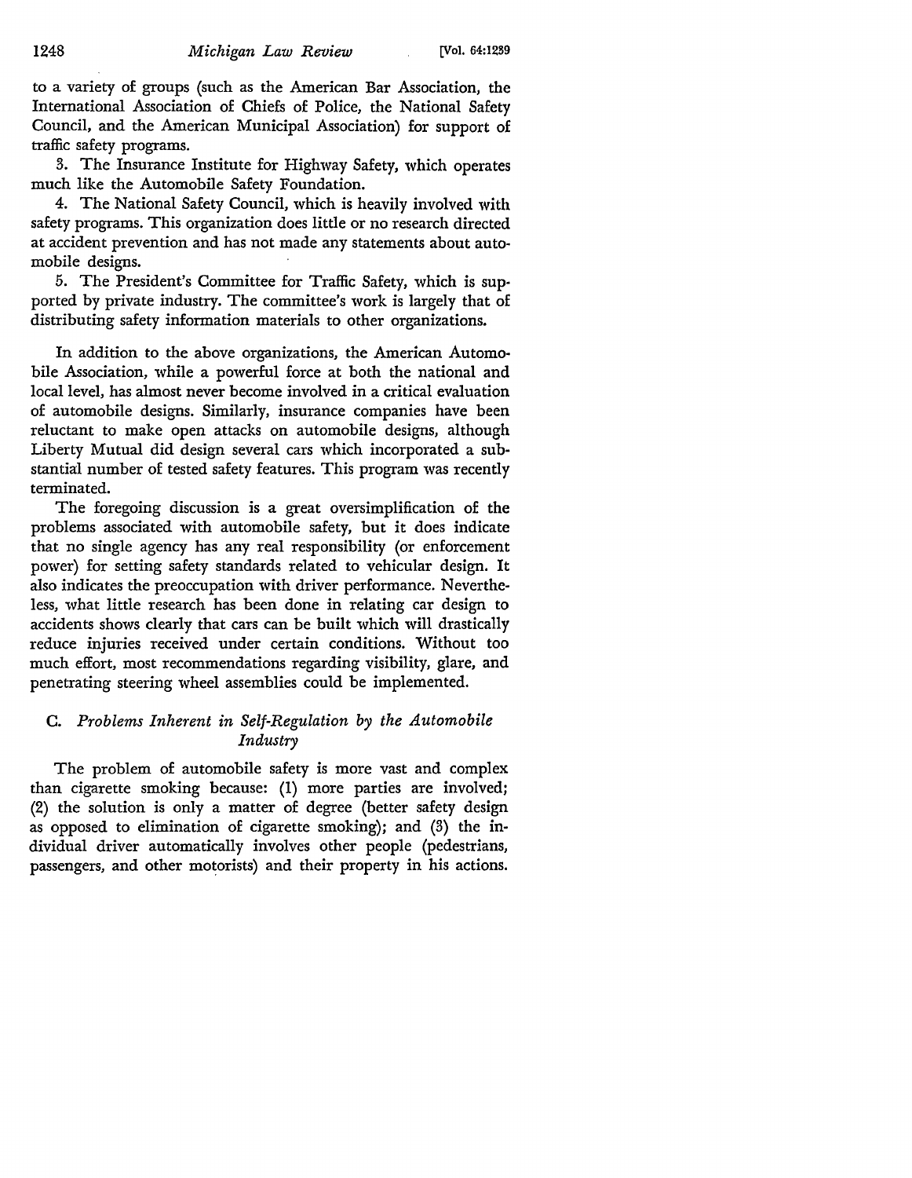to a variety of groups (such as the American Bar Association, the International Association of Chiefs of Police, the National Safety Council, and the American Municipal Association) for support of traffic safety programs.

3. The Insurance Institute for Highway Safety, which operates much like the Automobile Safety Foundation.

4. The National Safety Council, which is heavily involved with safety programs. This organization does little or no research directed at accident prevention and has not made any statements about automobile designs.

5. The President's Committee for Traffic Safety, which is supported by private industry. The committee's work is largely that of distributing safety information materials to other organizations.

In addition to the above organizations, the American Automobile Association, while a powerful force at both the national and local level, has almost never become involved in a critical evaluation of automobile designs. Similarly, insurance companies have been reluctant to make open attacks on automobile designs, although Liberty Mutual did design several cars which incorporated a substantial number of tested safety features. This program was recently terminated.

The foregoing discussion is a great oversimplification of the problems associated with automobile safety, but it does indicate that no single agency has any real responsibility (or enforcement power) for setting safety standards related to vehicular design. It also indicates the preoccupation with driver performance. Nevertheless, what little research has been done in relating car design to accidents shows clearly that cars can be built which will drastically reduce injuries received under certain conditions. Without too much effort, most recommendations regarding visibility, glare, and penetrating steering wheel assemblies could be implemented.

### C. *Problems Inherent in Self-Regulation by the Automobile Industry*

The problem of automobile safety is more vast and complex than cigarette smoking because: (1) more parties are involved; (2) the solution is only a matter of degree (better safety design as opposed to elimination of cigarette smoking); and (3) the individual driver automatically involves other people (pedestrians, passengers, and other motorists) and their property in his actions.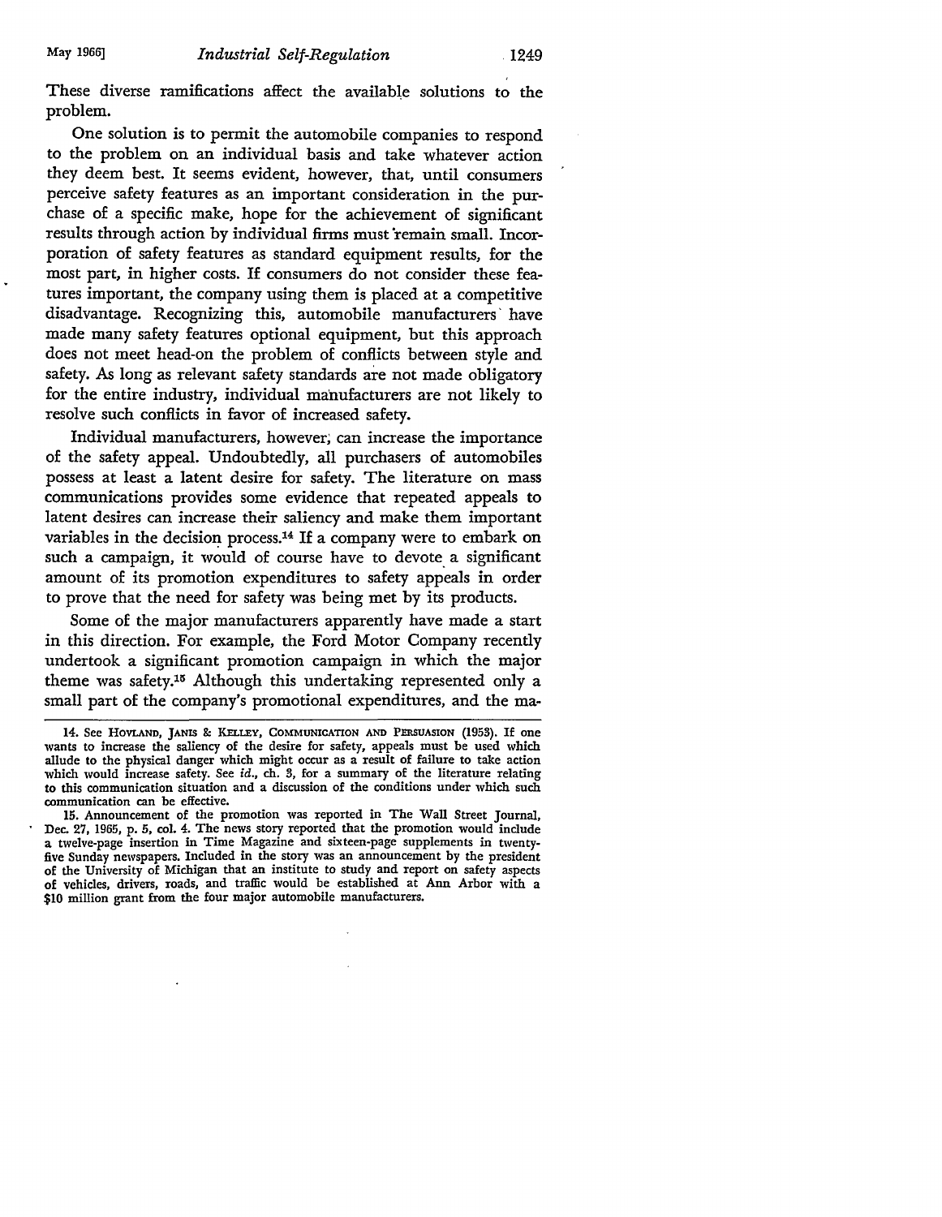These diverse ramifications affect the available solutions to the problem.

One solution is to permit the automobile companies to respond to the problem on an individual basis and take whatever action they deem best. It seems evident, however, that, until consumers perceive safety features as an important consideration in the purchase of a specific make, hope for the achievement of significant results through action by individual firms must remain small. Incorporation of safety features as standard equipment results, for the most part, in higher costs. If consumers do not consider these features important, the company using them is placed at a competitive disadvantage. Recognizing this, automobile manufacturers have made many safety features optional equipment, but this approach does not meet head-on the problem of conflicts between style and safety. As long as relevant safety standards are not made obligatory for the entire industry, individual manufacturers are not likely to resolve such conflicts in favor of increased safety.

Individual manufacturers, however, can increase the importance of the safety appeal. Undoubtedly, all purchasers of automobiles possess at least a latent desire for safety. The literature on mass communications provides some evidence that repeated appeals to latent desires can increase their saliency and make them important variables in the decision process.[14] If a company were to embark on such a campaign, it would of course have to devote a significant amount of its promotion expenditures to safety appeals in order to prove that the need for safety was being met by its products.

Some of the major manufacturers apparently have made a start in this direction. For example, the Ford Motor Company recently undertook a significant promotion campaign in which the major theme was safety.[15] Although this undertaking represented only a small part of the company's promotional expenditures, and the ma-

---

14. See HOVLAND, JANIS & KELLEY, COMMUNICATION AND PERSUASION (1953). If one wants to increase the saliency of the desire for safety, appeals must be used which allude to the physical danger which might occur as a result of failure to take action which would increase safety. See *id.*, ch. 3, for a summary of the literature relating to this communication situation and a discussion of the conditions under which such communication can be effective.

15. Announcement of the promotion was reported in The Wall Street Journal, Dec. 27, 1965, p. 5, col. 4. The news story reported that the promotion would include a twelve-page insertion in Time Magazine and sixteen-page supplements in twenty-five Sunday newspapers. Included in the story was an announcement by the president of the University of Michigan that an institute to study and report on safety aspects of vehicles, drivers, roads, and traffic would be established at Ann Arbor with a $10 million grant from the four major automobile manufacturers.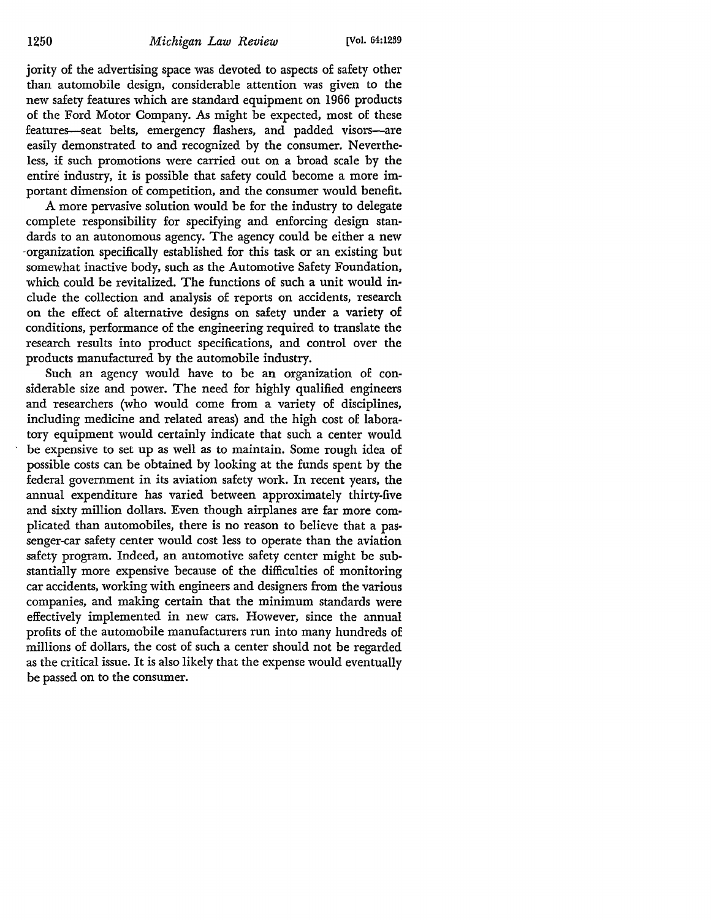jority of the advertising space was devoted to aspects of safety other than automobile design, considerable attention was given to the new safety features which are standard equipment on 1966 products of the Ford Motor Company. As might be expected, most of these features—seat belts, emergency flashers, and padded visors—are easily demonstrated to and recognized by the consumer. Nevertheless, if such promotions were carried out on a broad scale by the entire industry, it is possible that safety could become a more important dimension of competition, and the consumer would benefit.

A more pervasive solution would be for the industry to delegate complete responsibility for specifying and enforcing design standards to an autonomous agency. The agency could be either a new organization specifically established for this task or an existing but somewhat inactive body, such as the Automotive Safety Foundation, which could be revitalized. The functions of such a unit would include the collection and analysis of reports on accidents, research on the effect of alternative designs on safety under a variety of conditions, performance of the engineering required to translate the research results into product specifications, and control over the products manufactured by the automobile industry.

Such an agency would have to be an organization of considerable size and power. The need for highly qualified engineers and researchers (who would come from a variety of disciplines, including medicine and related areas) and the high cost of laboratory equipment would certainly indicate that such a center would be expensive to set up as well as to maintain. Some rough idea of possible costs can be obtained by looking at the funds spent by the federal government in its aviation safety work. In recent years, the annual expenditure has varied between approximately thirty-five and sixty million dollars. Even though airplanes are far more complicated than automobiles, there is no reason to believe that a passenger-car safety center would cost less to operate than the aviation safety program. Indeed, an automotive safety center might be substantially more expensive because of the difficulties of monitoring car accidents, working with engineers and designers from the various companies, and making certain that the minimum standards were effectively implemented in new cars. However, since the annual profits of the automobile manufacturers run into many hundreds of millions of dollars, the cost of such a center should not be regarded as the critical issue. It is also likely that the expense would eventually be passed on to the consumer.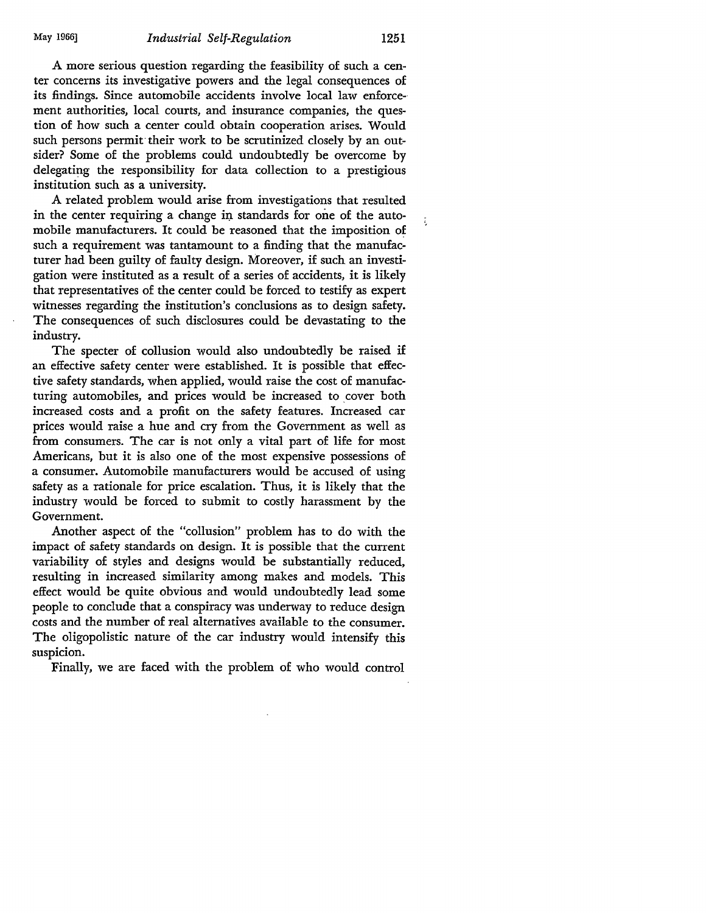A more serious question regarding the feasibility of such a center concerns its investigative powers and the legal consequences of its findings. Since automobile accidents involve local law enforcement authorities, local courts, and insurance companies, the question of how such a center could obtain cooperation arises. Would such persons permit their work to be scrutinized closely by an outsider? Some of the problems could undoubtedly be overcome by delegating the responsibility for data collection to a prestigious institution such as a university.

A related problem would arise from investigations that resulted in the center requiring a change in standards for one of the automobile manufacturers. It could be reasoned that the imposition of such a requirement was tantamount to a finding that the manufacturer had been guilty of faulty design. Moreover, if such an investigation were instituted as a result of a series of accidents, it is likely that representatives of the center could be forced to testify as expert witnesses regarding the institution's conclusions as to design safety. The consequences of such disclosures could be devastating to the industry.

The specter of collusion would also undoubtedly be raised if an effective safety center were established. It is possible that effective safety standards, when applied, would raise the cost of manufacturing automobiles, and prices would be increased to cover both increased costs and a profit on the safety features. Increased car prices would raise a hue and cry from the Government as well as from consumers. The car is not only a vital part of life for most Americans, but it is also one of the most expensive possessions of a consumer. Automobile manufacturers would be accused of using safety as a rationale for price escalation. Thus, it is likely that the industry would be forced to submit to costly harassment by the Government.

Another aspect of the "collusion" problem has to do with the impact of safety standards on design. It is possible that the current variability of styles and designs would be substantially reduced, resulting in increased similarity among makes and models. This effect would be quite obvious and would undoubtedly lead some people to conclude that a conspiracy was underway to reduce design costs and the number of real alternatives available to the consumer. The oligopolistic nature of the car industry would intensify this suspicion.

Finally, we are faced with the problem of who would control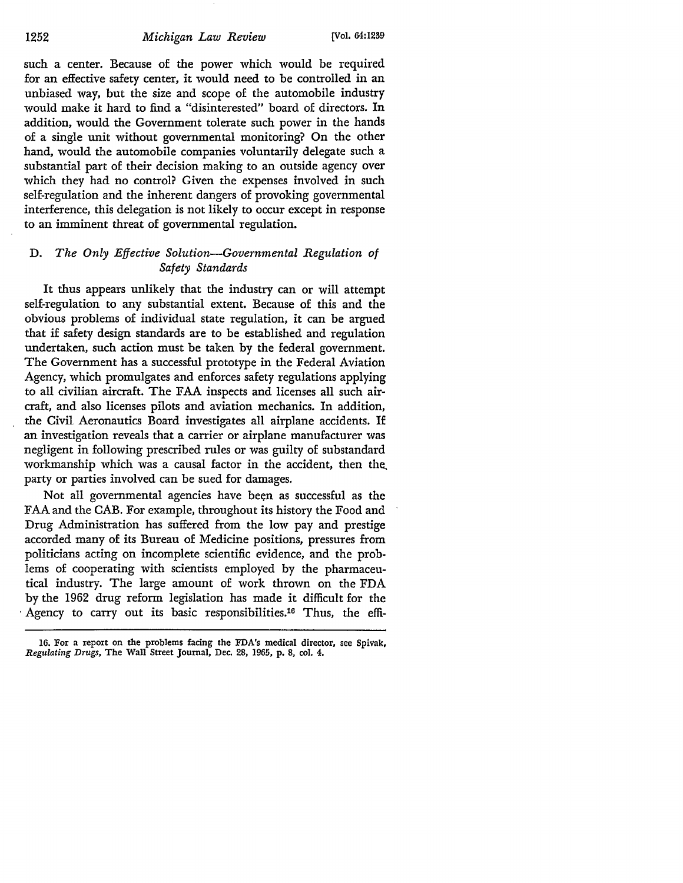such a center. Because of the power which would be required for an effective safety center, it would need to be controlled in an unbiased way, but the size and scope of the automobile industry would make it hard to find a "disinterested" board of directors. In addition, would the Government tolerate such power in the hands of a single unit without governmental monitoring? On the other hand, would the automobile companies voluntarily delegate such a substantial part of their decision making to an outside agency over which they had no control? Given the expenses involved in such self-regulation and the inherent dangers of provoking governmental interference, this delegation is not likely to occur except in response to an imminent threat of governmental regulation.

### D. *The Only Effective Solution—Governmental Regulation of Safety Standards*

It thus appears unlikely that the industry can or will attempt self-regulation to any substantial extent. Because of this and the obvious problems of individual state regulation, it can be argued that if safety design standards are to be established and regulation undertaken, such action must be taken by the federal government. The Government has a successful prototype in the Federal Aviation Agency, which promulgates and enforces safety regulations applying to all civilian aircraft. The FAA inspects and licenses all such aircraft, and also licenses pilots and aviation mechanics. In addition, the Civil Aeronautics Board investigates all airplane accidents. If an investigation reveals that a carrier or airplane manufacturer was negligent in following prescribed rules or was guilty of substandard workmanship which was a causal factor in the accident, then the party or parties involved can be sued for damages.

Not all governmental agencies have been as successful as the FAA and the CAB. For example, throughout its history the Food and Drug Administration has suffered from the low pay and prestige accorded many of its Bureau of Medicine positions, pressures from politicians acting on incomplete scientific evidence, and the problems of cooperating with scientists employed by the pharmaceutical industry. The large amount of work thrown on the FDA by the 1962 drug reform legislation has made it difficult for the Agency to carry out its basic responsibilities.[16] Thus, the effi-

---

16. For a report on the problems facing the FDA's medical director, see Spivak, *Regulating Drugs*, The Wall Street Journal, Dec. 28, 1965, p. 8, col. 4.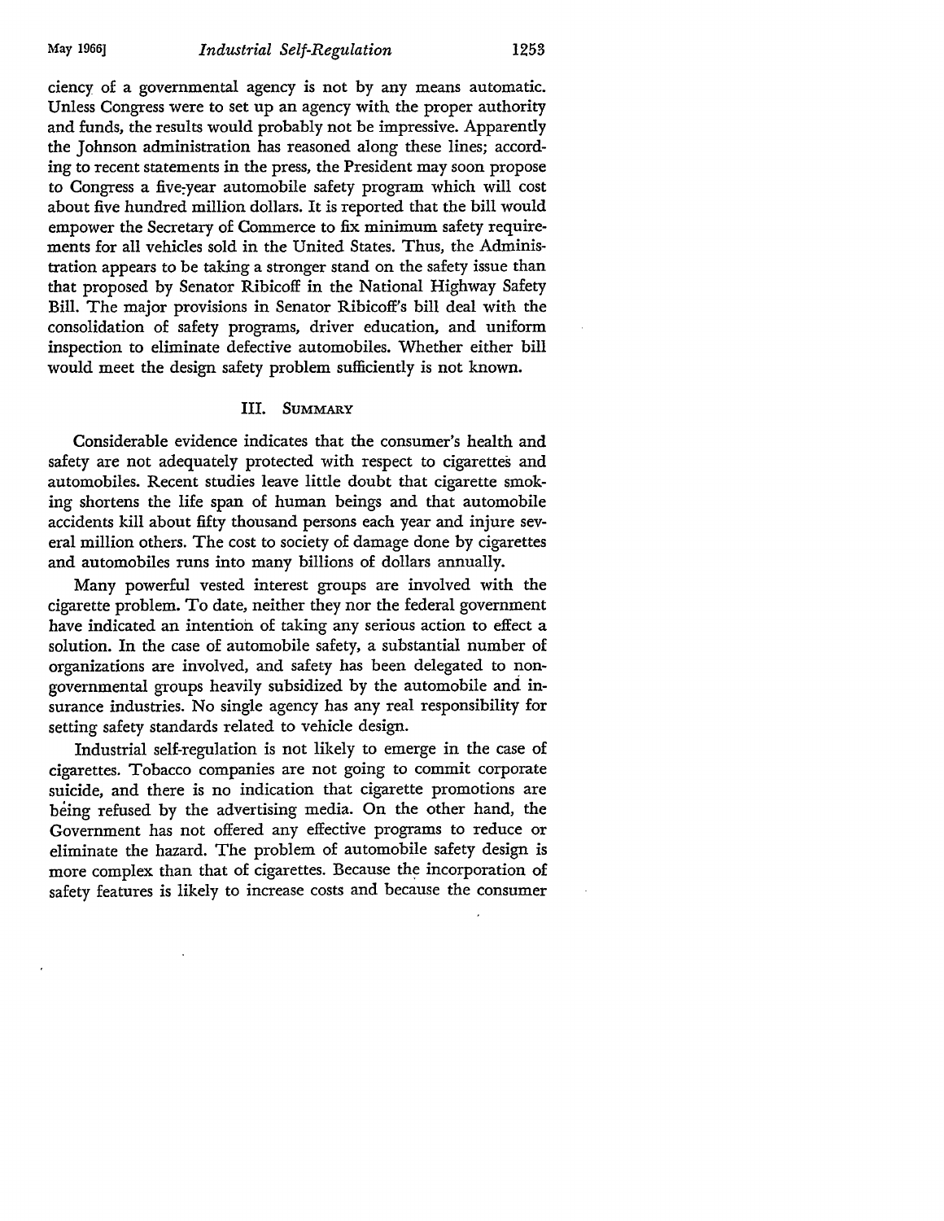ciency of a governmental agency is not by any means automatic. Unless Congress were to set up an agency with the proper authority and funds, the results would probably not be impressive. Apparently the Johnson administration has reasoned along these lines; according to recent statements in the press, the President may soon propose to Congress a five-year automobile safety program which will cost about five hundred million dollars. It is reported that the bill would empower the Secretary of Commerce to fix minimum safety requirements for all vehicles sold in the United States. Thus, the Administration appears to be taking a stronger stand on the safety issue than that proposed by Senator Ribicoff in the National Highway Safety Bill. The major provisions in Senator Ribicoff's bill deal with the consolidation of safety programs, driver education, and uniform inspection to eliminate defective automobiles. Whether either bill would meet the design safety problem sufficiently is not known.

## III. Summary

Considerable evidence indicates that the consumer's health and safety are not adequately protected with respect to cigarettes and automobiles. Recent studies leave little doubt that cigarette smoking shortens the life span of human beings and that automobile accidents kill about fifty thousand persons each year and injure several million others. The cost to society of damage done by cigarettes and automobiles runs into many billions of dollars annually.

Many powerful vested interest groups are involved with the cigarette problem. To date, neither they nor the federal government have indicated an intention of taking any serious action to effect a solution. In the case of automobile safety, a substantial number of organizations are involved, and safety has been delegated to nongovernmental groups heavily subsidized by the automobile and insurance industries. No single agency has any real responsibility for setting safety standards related to vehicle design.

Industrial self-regulation is not likely to emerge in the case of cigarettes. Tobacco companies are not going to commit corporate suicide, and there is no indication that cigarette promotions are being refused by the advertising media. On the other hand, the Government has not offered any effective programs to reduce or eliminate the hazard. The problem of automobile safety design is more complex than that of cigarettes. Because the incorporation of safety features is likely to increase costs and because the consumer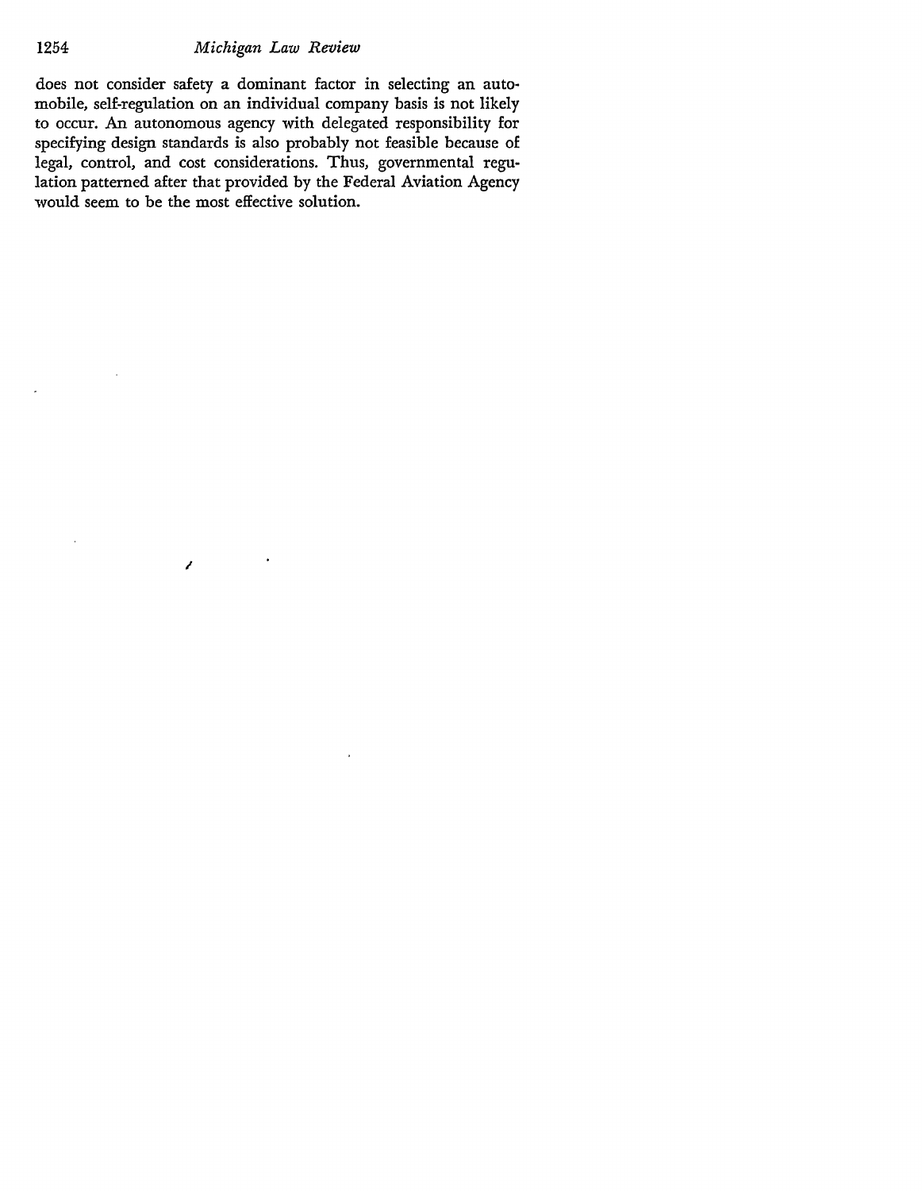does not consider safety a dominant factor in selecting an automobile, self-regulation on an individual company basis is not likely to occur. An autonomous agency with delegated responsibility for specifying design standards is also probably not feasible because of legal, control, and cost considerations. Thus, governmental regulation patterned after that provided by the Federal Aviation Agency would seem to be the most effective solution.